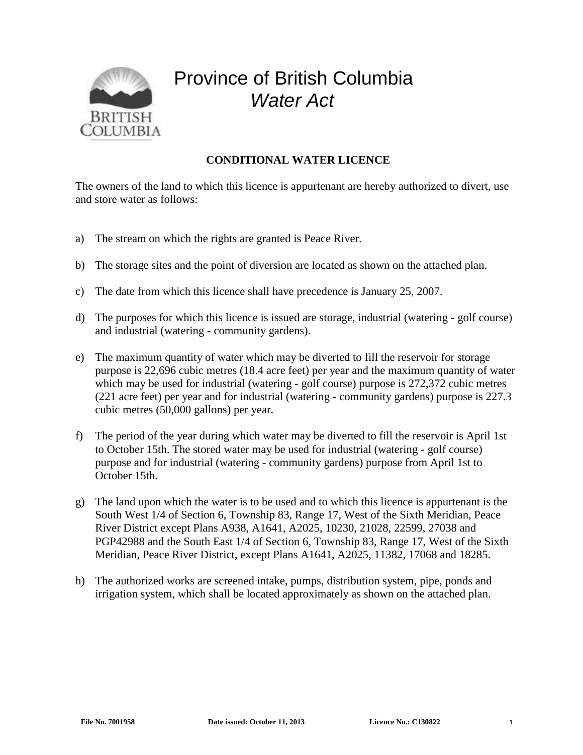# Province of British Columbia
## *Water Act*

**CONDITIONAL WATER LICENCE**

The owners of the land to which this licence is appurtenant are hereby authorized to divert, use and store water as follows:

a) The stream on which the rights are granted is Peace River.

b) The storage sites and the point of diversion are located as shown on the attached plan.

c) The date from which this licence shall have precedence is January 25, 2007.

d) The purposes for which this licence is issued are storage, industrial (watering - golf course) and industrial (watering - community gardens).

e) The maximum quantity of water which may be diverted to fill the reservoir for storage purpose is 22,696 cubic metres (18.4 acre feet) per year and the maximum quantity of water which may be used for industrial (watering - golf course) purpose is 272,372 cubic metres (221 acre feet) per year and for industrial (watering - community gardens) purpose is 227.3 cubic metres (50,000 gallons) per year.

f) The period of the year during which water may be diverted to fill the reservoir is April 1st to October 15th. The stored water may be used for industrial (watering - golf course) purpose and for industrial (watering - community gardens) purpose from April 1st to October 15th.

g) The land upon which the water is to be used and to which this licence is appurtenant is the South West 1/4 of Section 6, Township 83, Range 17, West of the Sixth Meridian, Peace River District except Plans A938, A1641, A2025, 10230, 21028, 22599, 27038 and PGP42988 and the South East 1/4 of Section 6, Township 83, Range 17, West of the Sixth Meridian, Peace River District, except Plans A1641, A2025, 11382, 17068 and 18285.

h) The authorized works are screened intake, pumps, distribution system, pipe, ponds and irrigation system, which shall be located approximately as shown on the attached plan.

**File No. 7001958** **Date issued: October 11, 2013** **Licence No.: C130822**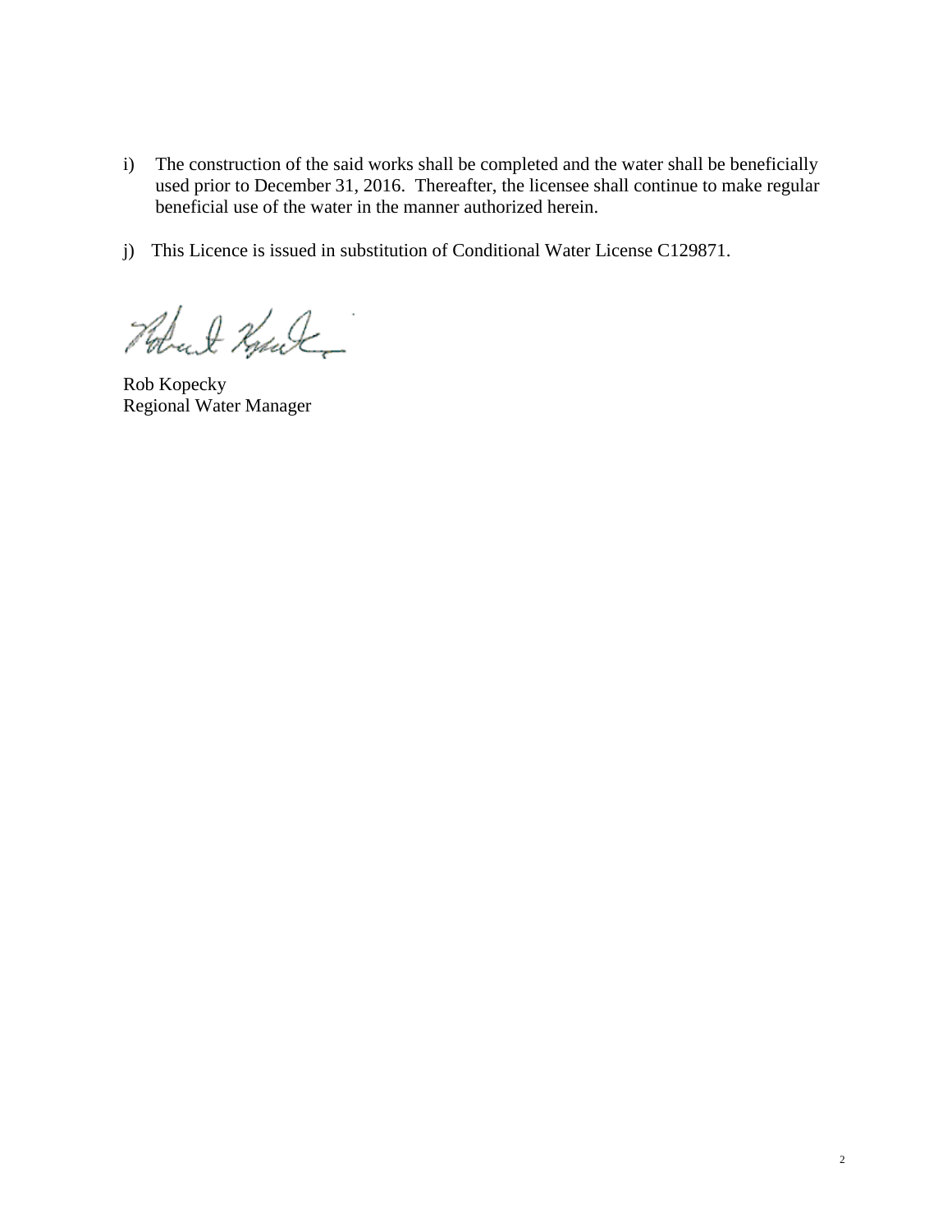i) The construction of the said works shall be completed and the water shall be beneficially used prior to December 31, 2016. Thereafter, the licensee shall continue to make regular beneficial use of the water in the manner authorized herein.

j) This Licence is issued in substitution of Conditional Water License C129871.

Rob Kopecky
Regional Water Manager